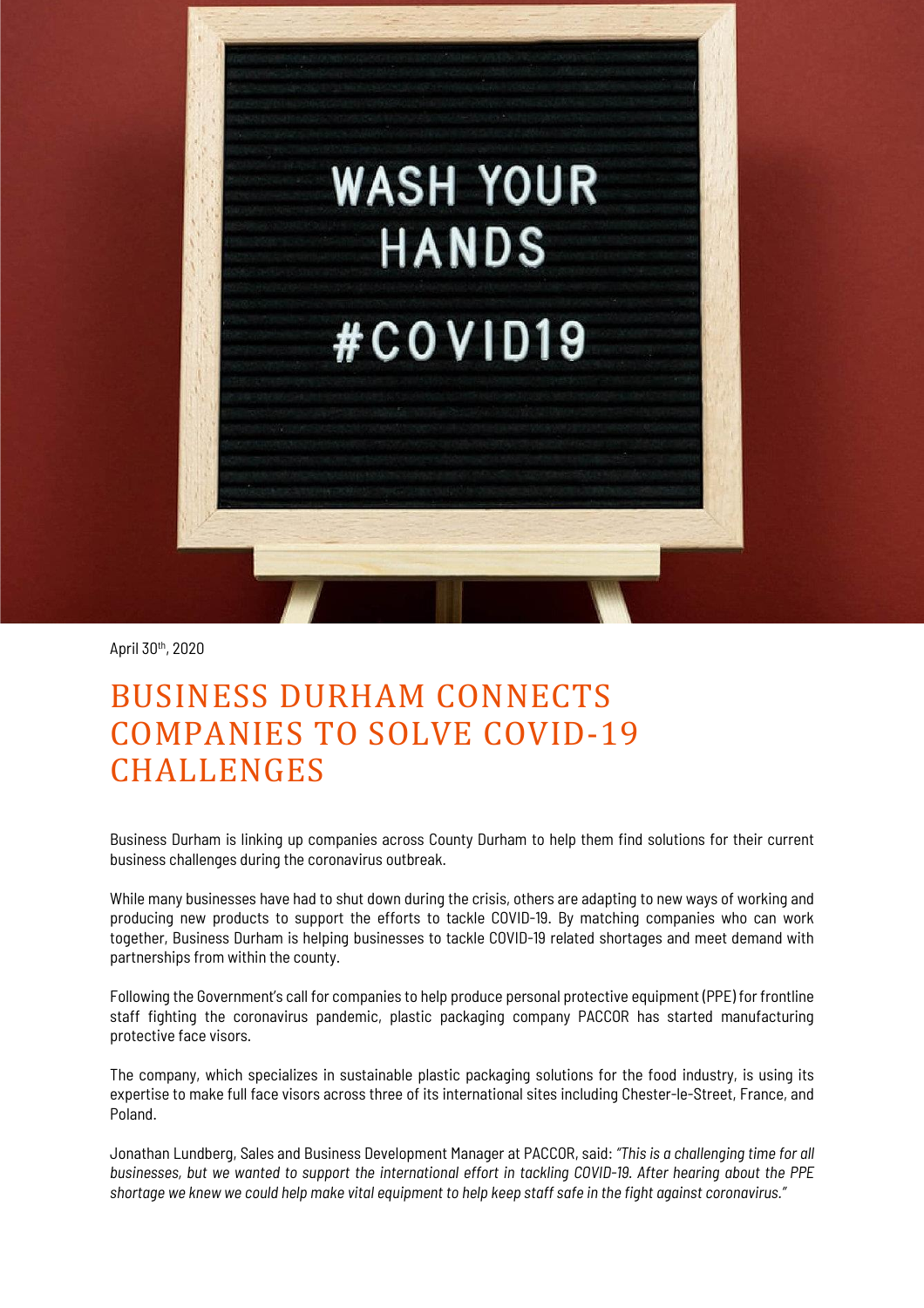April 30th, 2020

# BUSINESS DURHAM CONNECTS COMPANIES TO SOLVE COVID-19 CHALLENGES

Business Durham is linking up companies across County Durham to help them find solutions for their current business challenges during the coronavirus outbreak.

While many businesses have had to shut down during the crisis, others are adapting to new ways of working and producing new products to support the efforts to tackle COVID-19. By matching companies who can work together, Business Durham is helping businesses to tackle COVID-19 related shortages and meet demand with partnerships from within the county.

Following the Government's call for companies to help produce personal protective equipment (PPE) for frontline staff fighting the coronavirus pandemic, plastic packaging company PACCOR has started manufacturing protective face visors.

The company, which specializes in sustainable plastic packaging solutions for the food industry, is using its expertise to make full face visors across three of its international sites including Chester-le-Street, France, and Poland.

Jonathan Lundberg, Sales and Business Development Manager at PACCOR, said: *"This is a challenging time for all businesses, but we wanted to support the international effort in tackling COVID-19. After hearing about the PPE shortage we knew we could help make vital equipment to help keep staff safe in the fight against coronavirus."*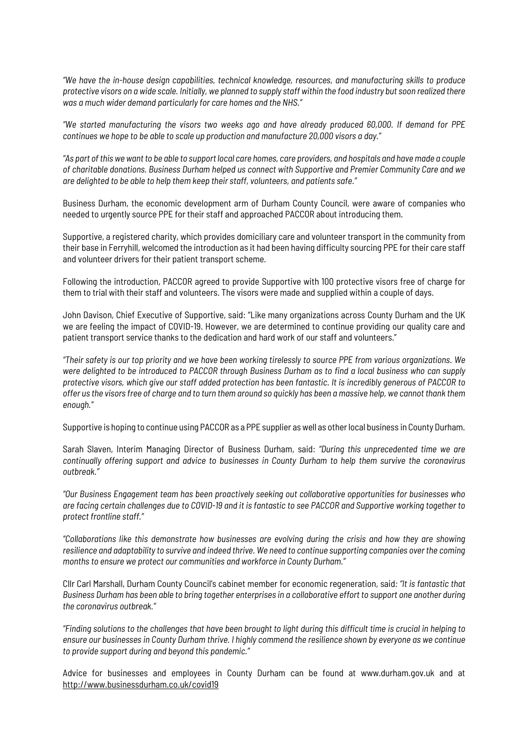*"We have the in-house design capabilities, technical knowledge, resources, and manufacturing skills to produce protective visors on a wide scale. Initially, we planned to supply staff within the food industry but soon realized there was a much wider demand particularly for care homes and the NHS."*

*"We started manufacturing the visors two weeks ago and have already produced 60,000. If demand for PPE continues we hope to be able to scale up production and manufacture 20,000 visors a day."*

*"As part of this we want to be able to support local care homes, care providers, and hospitals and have made a couple of charitable donations. Business Durham helped us connect with Supportive and Premier Community Care and we are delighted to be able to help them keep their staff, volunteers, and patients safe."*

Business Durham, the economic development arm of Durham County Council, were aware of companies who needed to urgently source PPE for their staff and approached PACCOR about introducing them.

Supportive, a registered charity, which provides domiciliary care and volunteer transport in the community from their base in Ferryhill, welcomed the introduction as it had been having difficulty sourcing PPE for their care staff and volunteer drivers for their patient transport scheme.

Following the introduction, PACCOR agreed to provide Supportive with 100 protective visors free of charge for them to trial with their staff and volunteers. The visors were made and supplied within a couple of days.

John Davison, Chief Executive of Supportive, said: "Like many organizations across County Durham and the UK we are feeling the impact of COVID-19. However, we are determined to continue providing our quality care and patient transport service thanks to the dedication and hard work of our staff and volunteers."

*"Their safety is our top priority and we have been working tirelessly to source PPE from various organizations. We were delighted to be introduced to PACCOR through Business Durham as to find a local business who can supply protective visors, which give our staff added protection has been fantastic. It is incredibly generous of PACCOR to offer us the visors free of charge and to turn them around so quickly has been a massive help, we cannot thank them enough."*

Supportive is hoping to continue using PACCOR as a PPE supplier as well as other local business in County Durham.

Sarah Slaven, Interim Managing Director of Business Durham, said: *"During this unprecedented time we are continually offering support and advice to businesses in County Durham to help them survive the coronavirus outbreak."*

*"Our Business Engagement team has been proactively seeking out collaborative opportunities for businesses who are facing certain challenges due to COVID-19 and it is fantastic to see PACCOR and Supportive working together to protect frontline staff."*

*"Collaborations like this demonstrate how businesses are evolving during the crisis and how they are showing resilience and adaptability to survive and indeed thrive. We need to continue supporting companies over the coming months to ensure we protect our communities and workforce in County Durham."*

Cllr Carl Marshall, Durham County Council's cabinet member for economic regeneration, said: *"It is fantastic that Business Durham has been able to bring together enterprises in a collaborative effort to support one another during the coronavirus outbreak."*

*"Finding solutions to the challenges that have been brought to light during this difficult time is crucial in helping to ensure our businesses in County Durham thrive. I highly commend the resilience shown by everyone as we continue to provide support during and beyond this pandemic."*

Advice for businesses and employees in County Durham can be found at www.durham.gov.uk and at http://www.businessdurham.co.uk/covid19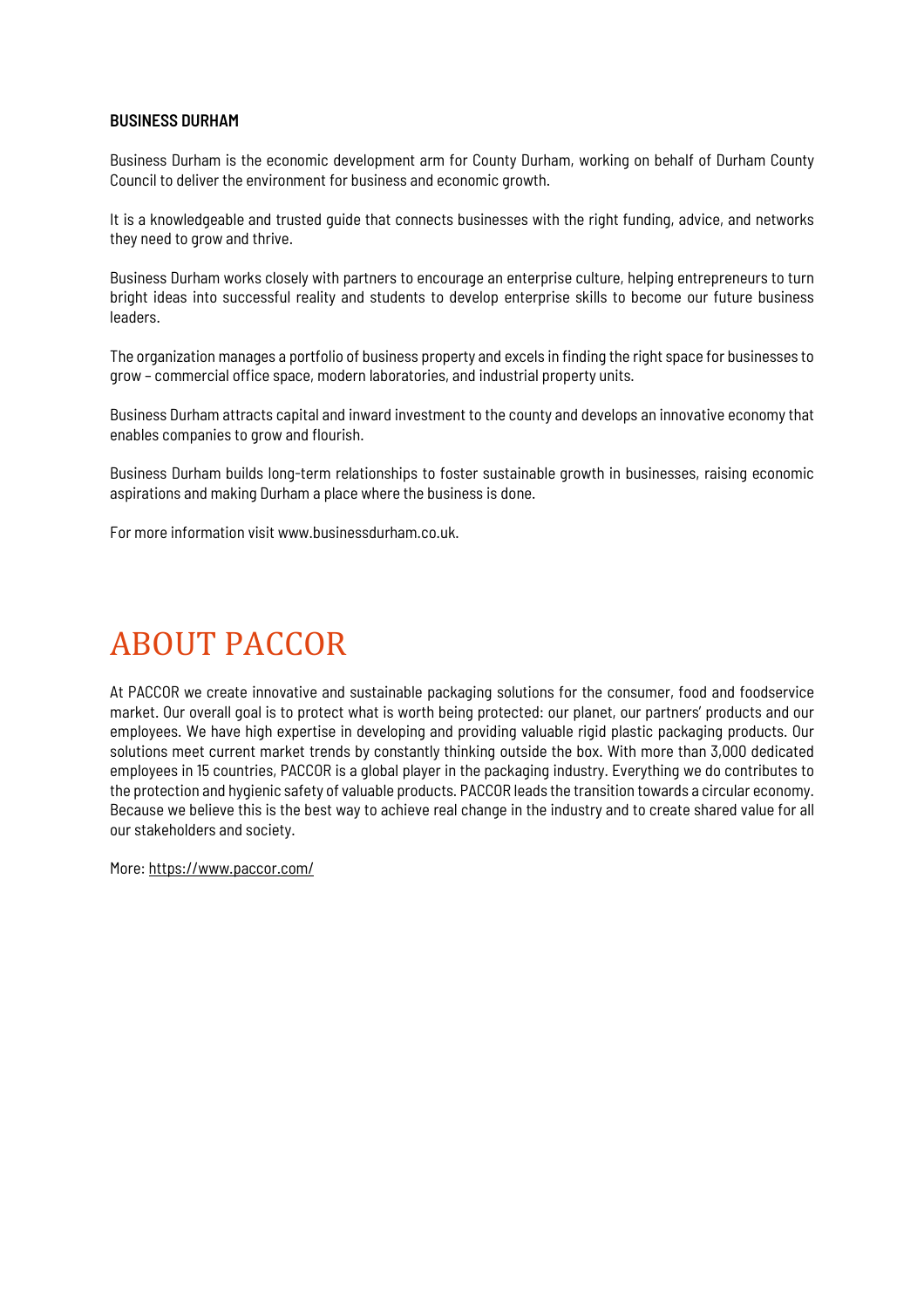**BUSINESS DURHAM**

Business Durham is the economic development arm for County Durham, working on behalf of Durham County Council to deliver the environment for business and economic growth.

It is a knowledgeable and trusted guide that connects businesses with the right funding, advice, and networks they need to grow and thrive.

Business Durham works closely with partners to encourage an enterprise culture, helping entrepreneurs to turn bright ideas into successful reality and students to develop enterprise skills to become our future business leaders.

The organization manages a portfolio of business property and excels in finding the right space for businesses to grow – commercial office space, modern laboratories, and industrial property units.

Business Durham attracts capital and inward investment to the county and develops an innovative economy that enables companies to grow and flourish.

Business Durham builds long-term relationships to foster sustainable growth in businesses, raising economic aspirations and making Durham a place where the business is done.

For more information visit www.businessdurham.co.uk.

# ABOUT PACCOR

At PACCOR we create innovative and sustainable packaging solutions for the consumer, food and foodservice market. Our overall goal is to protect what is worth being protected: our planet, our partners' products and our employees. We have high expertise in developing and providing valuable rigid plastic packaging products. Our solutions meet current market trends by constantly thinking outside the box. With more than 3,000 dedicated employees in 15 countries, PACCOR is a global player in the packaging industry. Everything we do contributes to the protection and hygienic safety of valuable products. PACCOR leads the transition towards a circular economy. Because we believe this is the best way to achieve real change in the industry and to create shared value for all our stakeholders and society.

More: https://www.paccor.com/